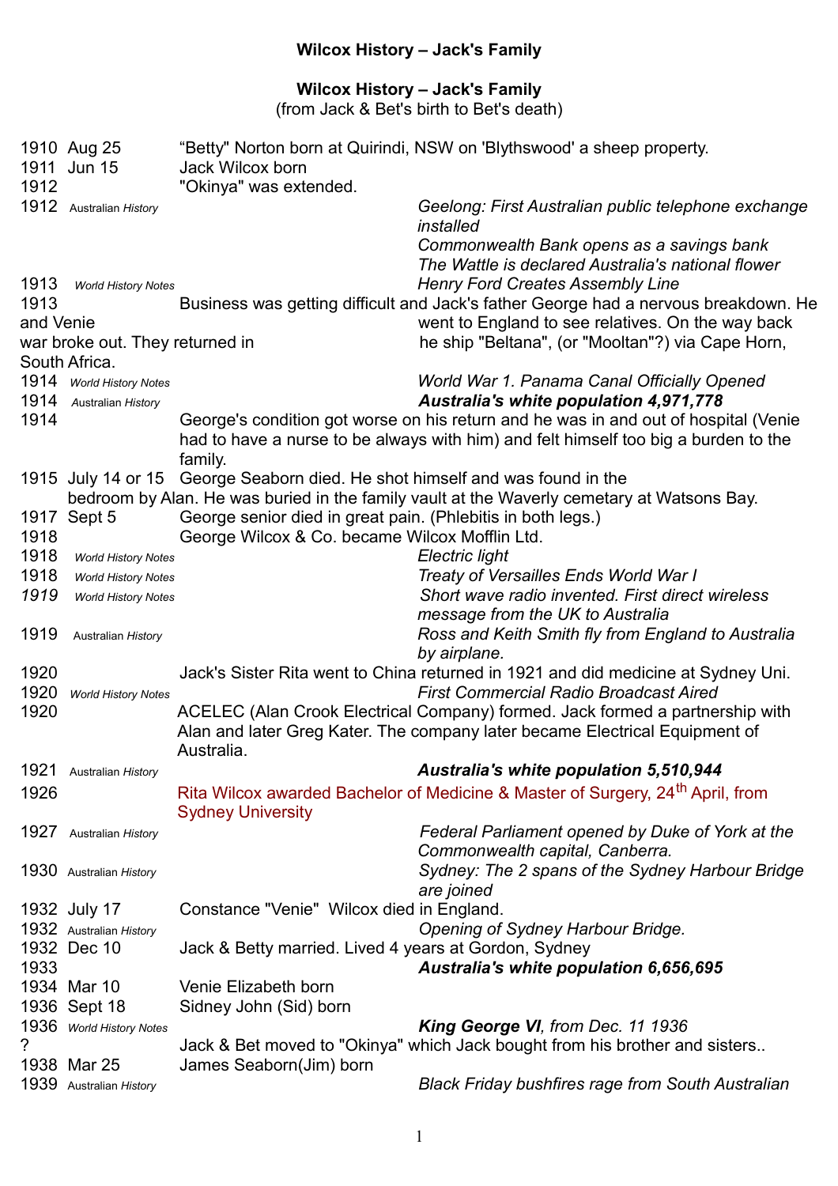# Wilcox History – Jack's Family

## Wilcox History – Jack's Family

(from Jack & Bet's birth to Bet's death)

| | | | |
|---|---|---|---|
| 1910 Aug 25 | | "Betty" Norton born at Quirindi, NSW on 'Blythswood' a sheep property. | |
| 1911 Jun 15 | | Jack Wilcox born | |
| 1912 | | "Okinya" was extended. | |
| 1912 | *Australian History* | | *Geelong: First Australian public telephone exchange installed*<br>*Commonwealth Bank opens as a savings bank*<br>*The Wattle is declared Australia's national flower* |
| 1913 | *World History Notes* | | *Henry Ford Creates Assembly Line* |
| 1913 | | Business was getting difficult and Jack's father George had a nervous breakdown. He and Venie went to England to see relatives. On the way back war broke out. They returned in he ship "Beltana", (or "Mooltan"?) via Cape Horn, South Africa. | |
| 1914 | *World History Notes* | | *World War 1. Panama Canal Officially Opened* |
| 1914 | *Australian History* | | ***Australia's white population 4,971,778*** |
| 1914 | | George's condition got worse on his return and he was in and out of hospital (Venie had to have a nurse to be always with him) and felt himself too big a burden to the family. | |
| 1915 July 14 or 15 | | George Seaborn died. He shot himself and was found in the bedroom by Alan. He was buried in the family vault at the Waverly cemetary at Watsons Bay. | |
| 1917 Sept 5 | | George senior died in great pain. (Phlebitis in both legs.) | |
| 1918 | | George Wilcox & Co. became Wilcox Mofflin Ltd. | |
| 1918 | *World History Notes* | | *Electric light* |
| 1918 | *World History Notes* | | *Treaty of Versailles Ends World War I* |
| *1919* | *World History Notes* | | *Short wave radio invented. First direct wireless message from the UK to Australia* |
| 1919 | *Australian History* | | *Ross and Keith Smith fly from England to Australia by airplane.* |
| 1920 | | Jack's Sister Rita went to China returned in 1921 and did medicine at Sydney Uni. | |
| 1920 | *World History Notes* | | *First Commercial Radio Broadcast Aired* |
| 1920 | | ACELEC (Alan Crook Electrical Company) formed. Jack formed a partnership with Alan and later Greg Kater. The company later became Electrical Equipment of Australia. | |
| 1921 | *Australian History* | | ***Australia's white population 5,510,944*** |
| 1926 | | Rita Wilcox awarded Bachelor of Medicine & Master of Surgery, 24th April, from Sydney University | |
| 1927 | *Australian History* | | *Federal Parliament opened by Duke of York at the Commonwealth capital, Canberra.* |
| 1930 | *Australian History* | | *Sydney: The 2 spans of the Sydney Harbour Bridge are joined* |
| 1932 July 17 | | Constance "Venie" Wilcox died in England. | |
| 1932 | *Australian History* | | *Opening of Sydney Harbour Bridge.* |
| 1932 Dec 10 | | Jack & Betty married. Lived 4 years at Gordon, Sydney | |
| 1933 | | | ***Australia's white population 6,656,695*** |
| 1934 Mar 10 | | Venie Elizabeth born | |
| 1936 Sept 18 | | Sidney John (Sid) born | |
| 1936 | *World History Notes* | | ***King George VI**, from Dec. 11 1936* |
| ? | | Jack & Bet moved to "Okinya" which Jack bought from his brother and sisters.. | |
| 1938 Mar 25 | | James Seaborn(Jim) born | |
| 1939 | *Australian History* | | *Black Friday bushfires rage from South Australian* |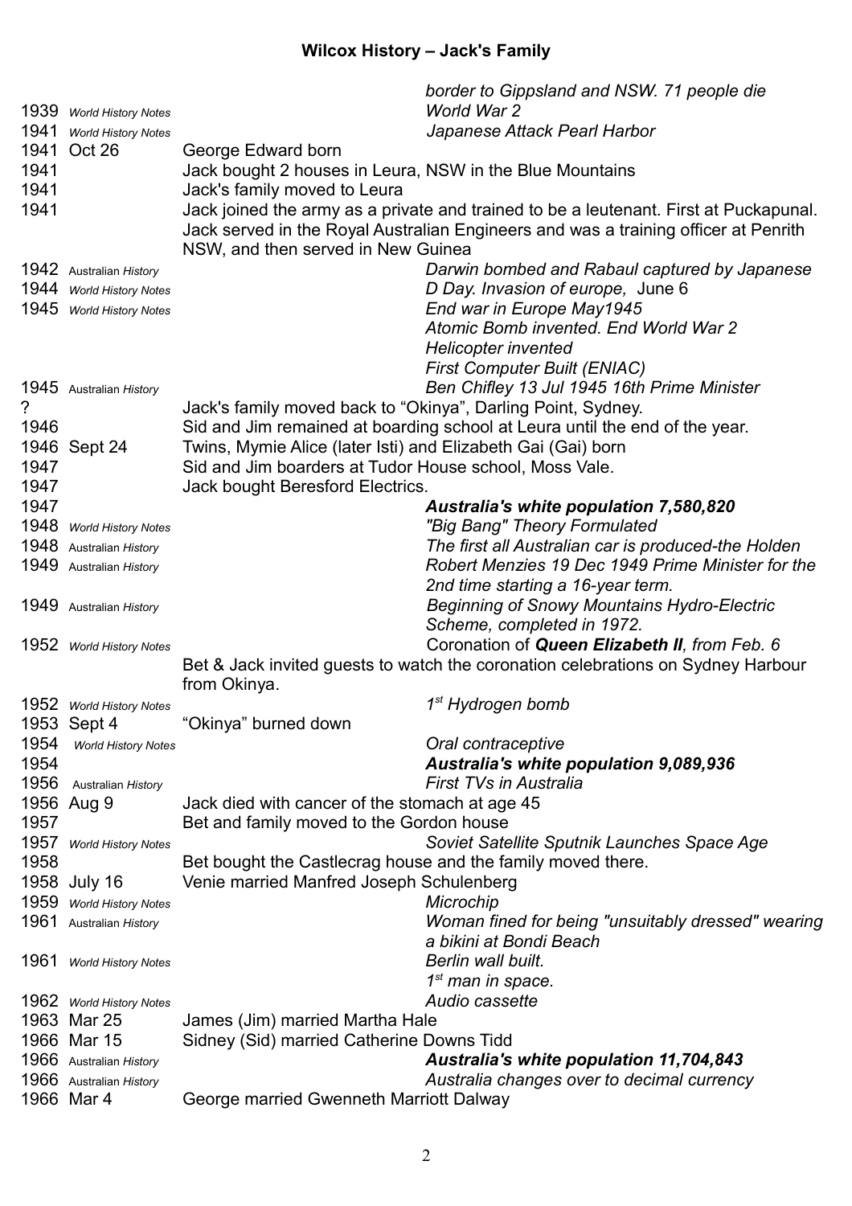# Wilcox History – Jack's Family

| | | | |
|---|---|---|---|
| | | | *border to Gippsland and NSW. 71 people die* |
| 1939 | *World History Notes* | | *World War 2* |
| 1941 | *World History Notes* | | *Japanese Attack Pearl Harbor* |
| 1941 | Oct 26 | George Edward born | |
| 1941 | | Jack bought 2 houses in Leura, NSW in the Blue Mountains | |
| 1941 | | Jack's family moved to Leura | |
| 1941 | | Jack joined the army as a private and trained to be a leutenant. First at Puckapunal. Jack served in the Royal Australian Engineers and was a training officer at Penrith NSW, and then served in New Guinea | |
| 1942 | Australian *History* | | *Darwin bombed and Rabaul captured by Japanese* |
| 1944 | *World History Notes* | | *D Day. Invasion of europe,* June 6 |
| 1945 | *World History Notes* | | *End war in Europe May1945*<br>*Atomic Bomb invented. End World War 2*<br>*Helicopter invented*<br>*First Computer Built (ENIAC)* |
| 1945 | Australian *History* | | *Ben Chifley 13 Jul 1945 16th Prime Minister* |
| ? | | Jack's family moved back to "Okinya", Darling Point, Sydney. | |
| 1946 | | Sid and Jim remained at boarding school at Leura until the end of the year. | |
| 1946 | Sept 24 | Twins, Mymie Alice (later Isti) and Elizabeth Gai (Gai) born | |
| 1947 | | Sid and Jim boarders at Tudor House school, Moss Vale. | |
| 1947 | | Jack bought Beresford Electrics. | |
| 1947 | | | ***Australia's white population 7,580,820*** |
| 1948 | *World History Notes* | | *"Big Bang" Theory Formulated* |
| 1948 | Australian *History* | | *The first all Australian car is produced-the Holden* |
| 1949 | Australian *History* | | *Robert Menzies 19 Dec 1949 Prime Minister for the 2nd time starting a 16-year term.* |
| 1949 | Australian *History* | | *Beginning of Snowy Mountains Hydro-Electric Scheme, completed in 1972.* |
| 1952 | *World History Notes* | | Coronation of ***Queen Elizabeth II****, from Feb. 6* |
| | | Bet & Jack invited guests to watch the coronation celebrations on Sydney Harbour from Okinya. | |
| 1952 | *World History Notes* | | *1st Hydrogen bomb* |
| 1953 | Sept 4 | "Okinya" burned down | |
| 1954 | *World History Notes* | | *Oral contraceptive* |
| 1954 | | | ***Australia's white population 9,089,936*** |
| 1956 | Australian *History* | | *First TVs in Australia* |
| 1956 | Aug 9 | Jack died with cancer of the stomach at age 45 | |
| 1957 | | Bet and family moved to the Gordon house | |
| 1957 | *World History Notes* | | *Soviet Satellite Sputnik Launches Space Age* |
| 1958 | | Bet bought the Castlecrag house and the family moved there. | |
| 1958 | July 16 | Venie married Manfred Joseph Schulenberg | |
| 1959 | *World History Notes* | | *Microchip* |
| 1961 | Australian *History* | | *Woman fined for being "unsuitably dressed" wearing a bikini at Bondi Beach* |
| 1961 | *World History Notes* | | *Berlin wall built.*<br>*1st man in space.* |
| 1962 | *World History Notes* | | *Audio cassette* |
| 1963 | Mar 25 | James (Jim) married Martha Hale | |
| 1966 | Mar 15 | Sidney (Sid) married Catherine Downs Tidd | |
| 1966 | Australian *History* | | ***Australia's white population 11,704,843*** |
| 1966 | Australian *History* | | *Australia changes over to decimal currency* |
| 1966 | Mar 4 | George married Gwenneth Marriott Dalway | |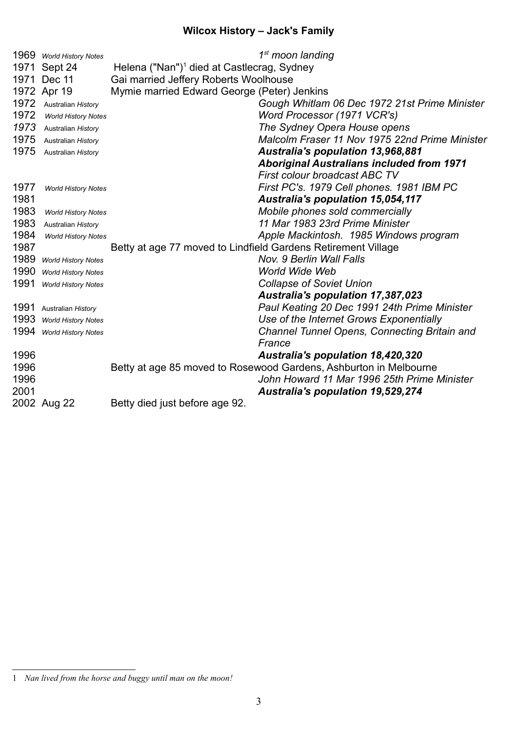**Wilcox History – Jack's Family**

| | | | |
|---|---|---|---|
| 1969 | *World History Notes* | | *1st moon landing* |
| 1971 | Sept 24 | Helena ("Nan")[1] died at Castlecrag, Sydney | |
| 1971 | Dec 11 | Gai married Jeffery Roberts Woolhouse | |
| 1972 | Apr 19 | Mymie married Edward George (Peter) Jenkins | |
| 1972 | Australian *History* | | *Gough Whitlam 06 Dec 1972 21st Prime Minister* |
| 1972 | *World History Notes* | | *Word Processor (1971 VCR's)* |
| *1973* | Australian *History* | | *The Sydney Opera House opens* |
| 1975 | Australian *History* | | *Malcolm Fraser 11 Nov 1975 22nd Prime Minister* |
| 1975 | Australian *History* | | ***Australia's population 13,968,881*** |
| | | | ***Aboriginal Australians included from 1971*** |
| | | | *First colour broadcast ABC TV* |
| 1977 | *World History Notes* | | *First PC's. 1979 Cell phones. 1981 IBM PC* |
| 1981 | | | ***Australia's population 15,054,117*** |
| 1983 | *World History Notes* | | *Mobile phones sold commercially* |
| 1983 | Australian *History* | | *11 Mar 1983 23rd Prime Minister* |
| 1984 | *World History Notes* | | *Apple Mackintosh. 1985 Windows program* |
| 1987 | | Betty at age 77 moved to Lindfield Gardens Retirement Village | |
| 1989 | *World History Notes* | | *Nov. 9 Berlin Wall Falls* |
| 1990 | *World History Notes* | | *World Wide Web* |
| 1991 | *World History Notes* | | *Collapse of Soviet Union* |
| | | | ***Australia's population 17,387,023*** |
| 1991 | Australian *History* | | *Paul Keating 20 Dec 1991 24th Prime Minister* |
| 1993 | *World History Notes* | | *Use of the Internet Grows Exponentially* |
| 1994 | *World History Notes* | | *Channel Tunnel Opens, Connecting Britain and France* |
| 1996 | | | ***Australia's population 18,420,320*** |
| 1996 | | Betty at age 85 moved to Rosewood Gardens, Ashburton in Melbourne | |
| 1996 | | | *John Howard 11 Mar 1996 25th Prime Minister* |
| 2001 | | | ***Australia's population 19,529,274*** |
| 2002 | Aug 22 | Betty died just before age 92. | |

[1] *Nan lived from the horse and buggy until man on the moon!*